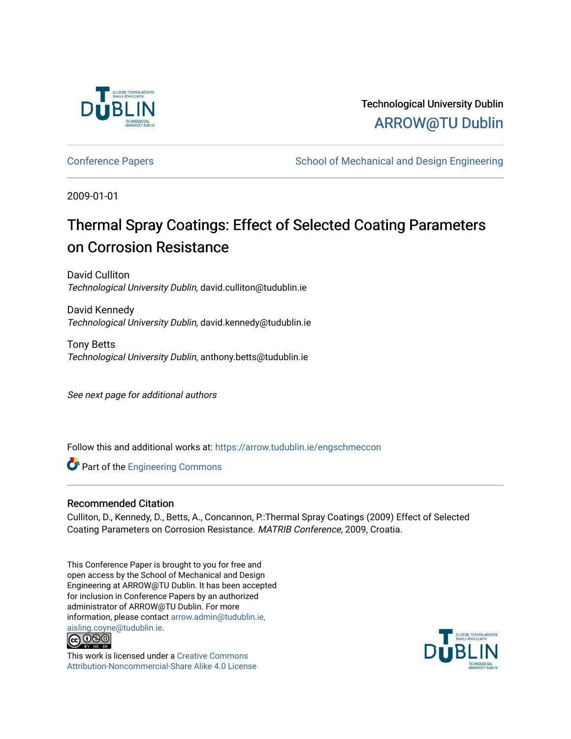Technological University Dublin

ARROW@TU Dublin

Conference Papers

School of Mechanical and Design Engineering

2009-01-01

# Thermal Spray Coatings: Effect of Selected Coating Parameters on Corrosion Resistance

David Culliton
*Technological University Dublin*, david.culliton@tudublin.ie

David Kennedy
*Technological University Dublin*, david.kennedy@tudublin.ie

Tony Betts
*Technological University Dublin*, anthony.betts@tudublin.ie

*See next page for additional authors*

Follow this and additional works at: https://arrow.tudublin.ie/engschmeccon

Part of the Engineering Commons

## Recommended Citation

Culliton, D., Kennedy, D., Betts, A., Concannon, P.:Thermal Spray Coatings (2009) Effect of Selected Coating Parameters on Corrosion Resistance. *MATRIB Conference*, 2009, Croatia.

This Conference Paper is brought to you for free and open access by the School of Mechanical and Design Engineering at ARROW@TU Dublin. It has been accepted for inclusion in Conference Papers by an authorized administrator of ARROW@TU Dublin. For more information, please contact arrow.admin@tudublin.ie, aisling.coyne@tudublin.ie.

This work is licensed under a Creative Commons Attribution-Noncommercial-Share Alike 4.0 License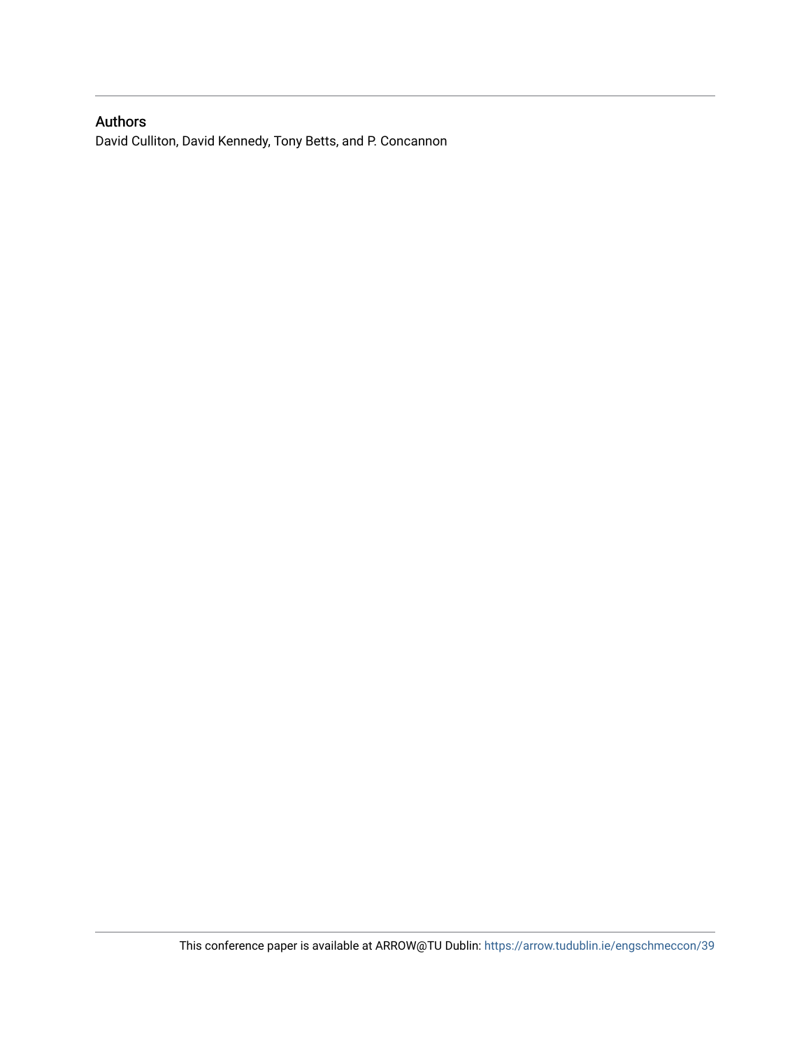## Authors

David Culliton, David Kennedy, Tony Betts, and P. Concannon

This conference paper is available at ARROW@TU Dublin: https://arrow.tudublin.ie/engschmeccon/39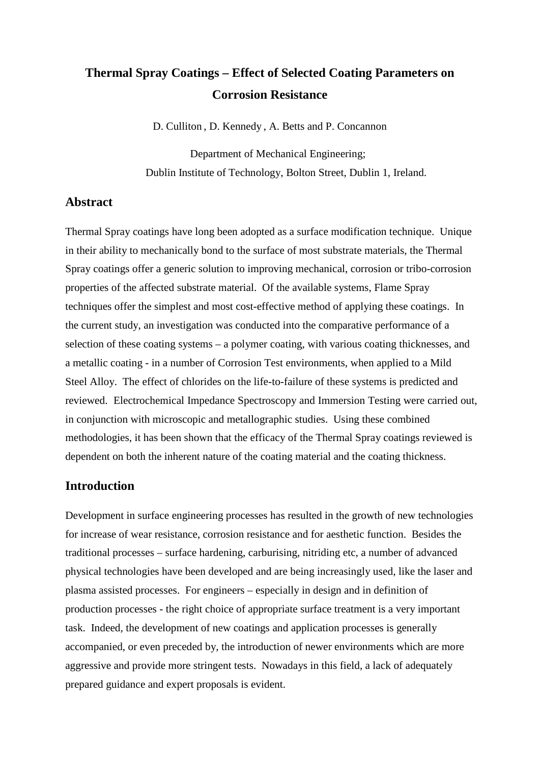# Thermal Spray Coatings – Effect of Selected Coating Parameters on Corrosion Resistance

D. Culliton , D. Kennedy , A. Betts and P. Concannon

Department of Mechanical Engineering;
Dublin Institute of Technology, Bolton Street, Dublin 1, Ireland.

## Abstract

Thermal Spray coatings have long been adopted as a surface modification technique. Unique in their ability to mechanically bond to the surface of most substrate materials, the Thermal Spray coatings offer a generic solution to improving mechanical, corrosion or tribo-corrosion properties of the affected substrate material. Of the available systems, Flame Spray techniques offer the simplest and most cost-effective method of applying these coatings. In the current study, an investigation was conducted into the comparative performance of a selection of these coating systems – a polymer coating, with various coating thicknesses, and a metallic coating - in a number of Corrosion Test environments, when applied to a Mild Steel Alloy. The effect of chlorides on the life-to-failure of these systems is predicted and reviewed. Electrochemical Impedance Spectroscopy and Immersion Testing were carried out, in conjunction with microscopic and metallographic studies. Using these combined methodologies, it has been shown that the efficacy of the Thermal Spray coatings reviewed is dependent on both the inherent nature of the coating material and the coating thickness.

## Introduction

Development in surface engineering processes has resulted in the growth of new technologies for increase of wear resistance, corrosion resistance and for aesthetic function. Besides the traditional processes – surface hardening, carburising, nitriding etc, a number of advanced physical technologies have been developed and are being increasingly used, like the laser and plasma assisted processes. For engineers – especially in design and in definition of production processes - the right choice of appropriate surface treatment is a very important task. Indeed, the development of new coatings and application processes is generally accompanied, or even preceded by, the introduction of newer environments which are more aggressive and provide more stringent tests. Nowadays in this field, a lack of adequately prepared guidance and expert proposals is evident.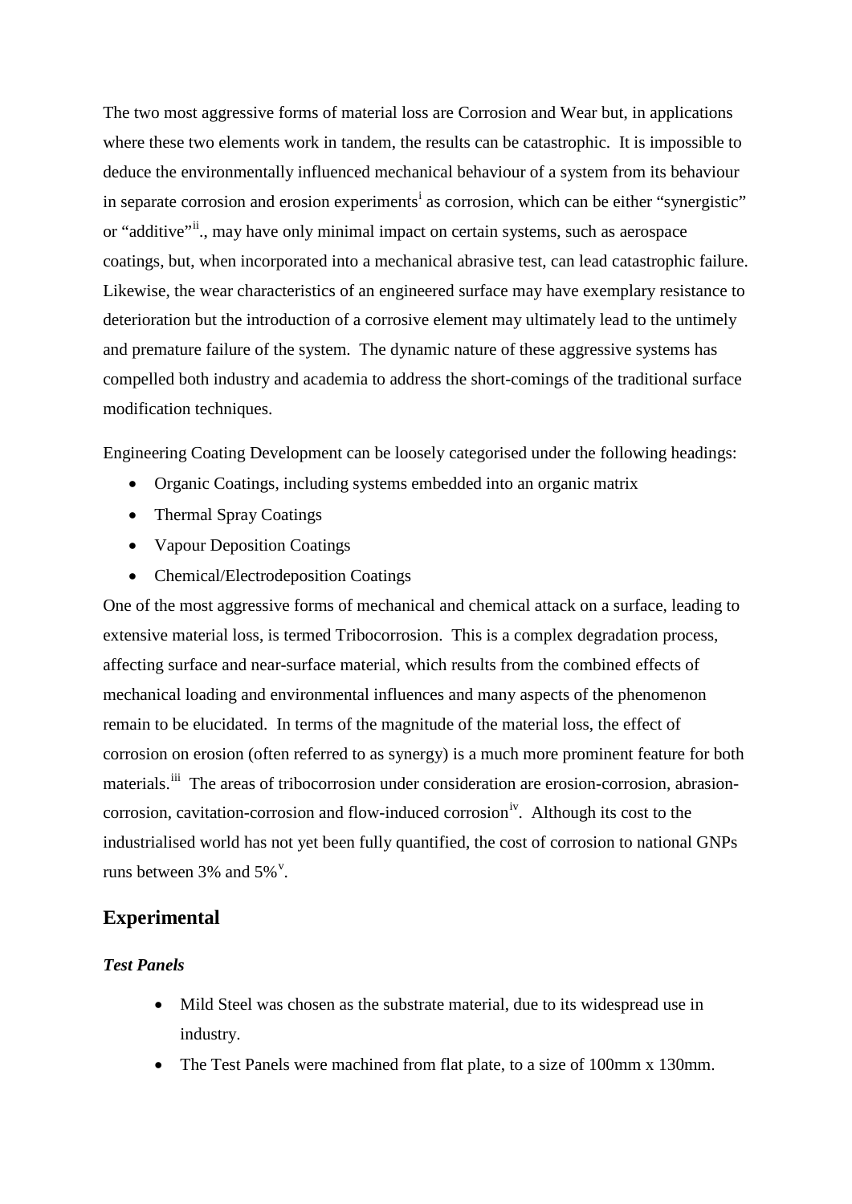The two most aggressive forms of material loss are Corrosion and Wear but, in applications where these two elements work in tandem, the results can be catastrophic. It is impossible to deduce the environmentally influenced mechanical behaviour of a system from its behaviour in separate corrosion and erosion experiments[i] as corrosion, which can be either "synergistic" or "additive"[ii]., may have only minimal impact on certain systems, such as aerospace coatings, but, when incorporated into a mechanical abrasive test, can lead catastrophic failure. Likewise, the wear characteristics of an engineered surface may have exemplary resistance to deterioration but the introduction of a corrosive element may ultimately lead to the untimely and premature failure of the system. The dynamic nature of these aggressive systems has compelled both industry and academia to address the short-comings of the traditional surface modification techniques.

Engineering Coating Development can be loosely categorised under the following headings:

- Organic Coatings, including systems embedded into an organic matrix
- Thermal Spray Coatings
- Vapour Deposition Coatings
- Chemical/Electrodeposition Coatings

One of the most aggressive forms of mechanical and chemical attack on a surface, leading to extensive material loss, is termed Tribocorrosion. This is a complex degradation process, affecting surface and near-surface material, which results from the combined effects of mechanical loading and environmental influences and many aspects of the phenomenon remain to be elucidated. In terms of the magnitude of the material loss, the effect of corrosion on erosion (often referred to as synergy) is a much more prominent feature for both materials.[iii] The areas of tribocorrosion under consideration are erosion-corrosion, abrasion-corrosion, cavitation-corrosion and flow-induced corrosion[iv]. Although its cost to the industrialised world has not yet been fully quantified, the cost of corrosion to national GNPs runs between 3% and 5%[v].

## Experimental

### *Test Panels*

- Mild Steel was chosen as the substrate material, due to its widespread use in industry.
- The Test Panels were machined from flat plate, to a size of 100mm x 130mm.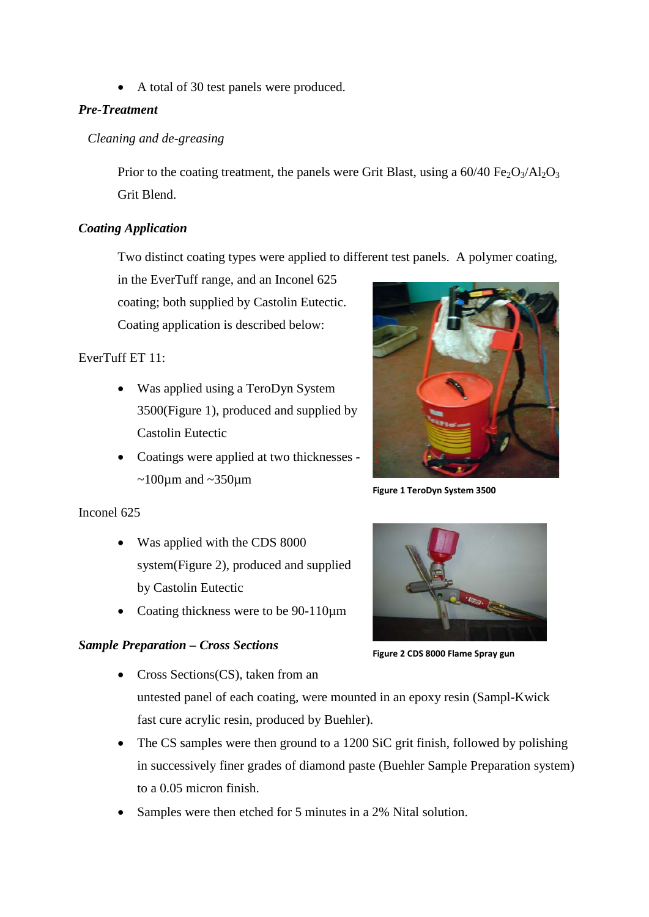- A total of 30 test panels were produced.

***Pre-Treatment***

*Cleaning and de-greasing*

Prior to the coating treatment, the panels were Grit Blast, using a 60/40 $Fe_2O_3$/$Al_2O_3$ Grit Blend.

***Coating Application***

Two distinct coating types were applied to different test panels. A polymer coating, in the EverTuff range, and an Inconel 625 coating; both supplied by Castolin Eutectic. Coating application is described below:

EverTuff ET 11:

- Was applied using a TeroDyn System 3500(Figure 1), produced and supplied by Castolin Eutectic
- Coatings were applied at two thicknesses - ~100µm and ~350µm

**Figure 1 TeroDyn System 3500**

Inconel 625

- Was applied with the CDS 8000 system(Figure 2), produced and supplied by Castolin Eutectic
- Coating thickness were to be 90-110µm

**Figure 2 CDS 8000 Flame Spray gun**

***Sample Preparation – Cross Sections***

- Cross Sections(CS), taken from an untested panel of each coating, were mounted in an epoxy resin (Sampl-Kwick fast cure acrylic resin, produced by Buehler).
- The CS samples were then ground to a 1200 SiC grit finish, followed by polishing in successively finer grades of diamond paste (Buehler Sample Preparation system) to a 0.05 micron finish.
- Samples were then etched for 5 minutes in a 2% Nital solution.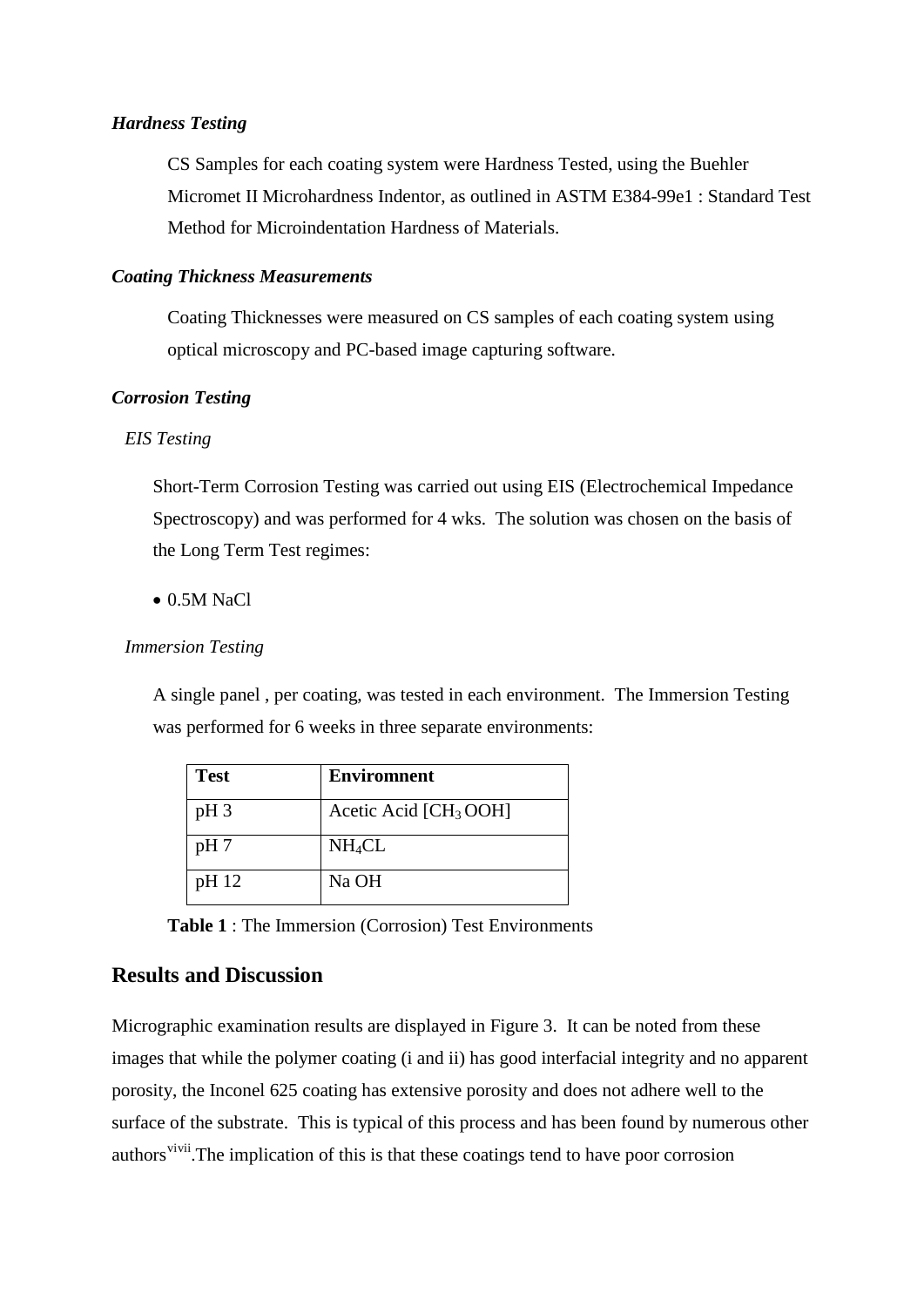***Hardness Testing***

CS Samples for each coating system were Hardness Tested, using the Buehler Micromet II Microhardness Indentor, as outlined in ASTM E384-99e1 : Standard Test Method for Microindentation Hardness of Materials.

***Coating Thickness Measurements***

Coating Thicknesses were measured on CS samples of each coating system using optical microscopy and PC-based image capturing software.

***Corrosion Testing***

*EIS Testing*

Short-Term Corrosion Testing was carried out using EIS (Electrochemical Impedance Spectroscopy) and was performed for 4 wks. The solution was chosen on the basis of the Long Term Test regimes:

- 0.5M NaCl

*Immersion Testing*

A single panel , per coating, was tested in each environment. The Immersion Testing was performed for 6 weeks in three separate environments:

| **Test** | **Enviromnent** |
|---|---|
| pH 3 | Acetic Acid [$CH_3$ OOH] |
| pH 7 | $NH_4CL$ |
| pH 12 | Na OH |

**Table 1** : The Immersion (Corrosion) Test Environments

## Results and Discussion

Micrographic examination results are displayed in Figure 3. It can be noted from these images that while the polymer coating (i and ii) has good interfacial integrity and no apparent porosity, the Inconel 625 coating has extensive porosity and does not adhere well to the surface of the substrate. This is typical of this process and has been found by numerous other authors[vi][vii].The implication of this is that these coatings tend to have poor corrosion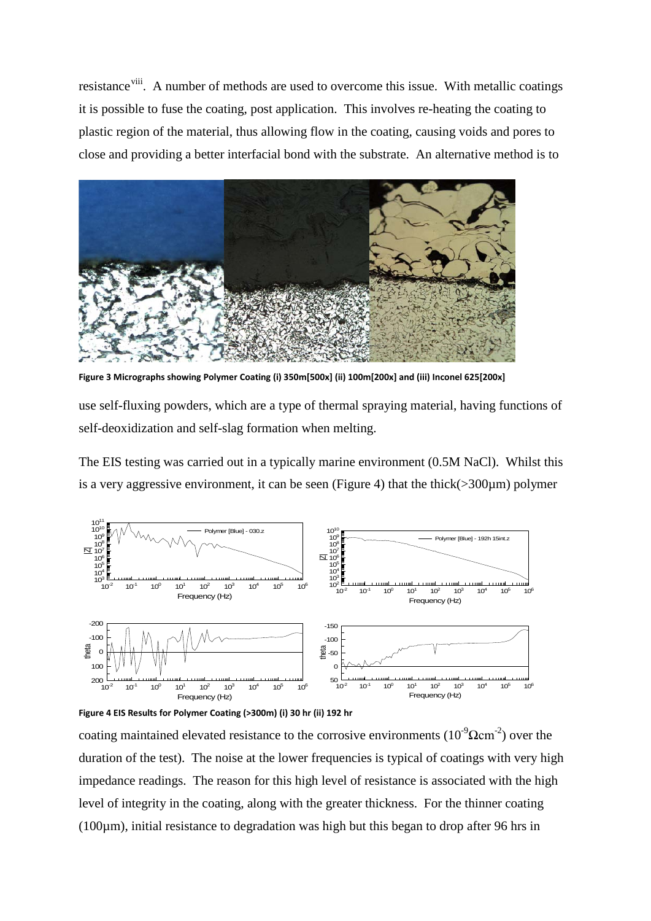resistance[viii]. A number of methods are used to overcome this issue. With metallic coatings it is possible to fuse the coating, post application. This involves re-heating the coating to plastic region of the material, thus allowing flow in the coating, causing voids and pores to close and providing a better interfacial bond with the substrate. An alternative method is to

**Figure 3 Micrographs showing Polymer Coating (i) 350m[500x] (ii) 100m[200x] and (iii) Inconel 625[200x]**

use self-fluxing powders, which are a type of thermal spraying material, having functions of self-deoxidization and self-slag formation when melting.

The EIS testing was carried out in a typically marine environment (0.5M NaCl). Whilst this is a very aggressive environment, it can be seen (Figure 4) that the thick(>300µm) polymer

**Figure 4 EIS Results for Polymer Coating (>300m) (i) 30 hr (ii) 192 hr**

coating maintained elevated resistance to the corrosive environments ($10^{-9}\Omega cm^{-2}$) over the duration of the test). The noise at the lower frequencies is typical of coatings with very high impedance readings. The reason for this high level of resistance is associated with the high level of integrity in the coating, along with the greater thickness. For the thinner coating (100µm), initial resistance to degradation was high but this began to drop after 96 hrs in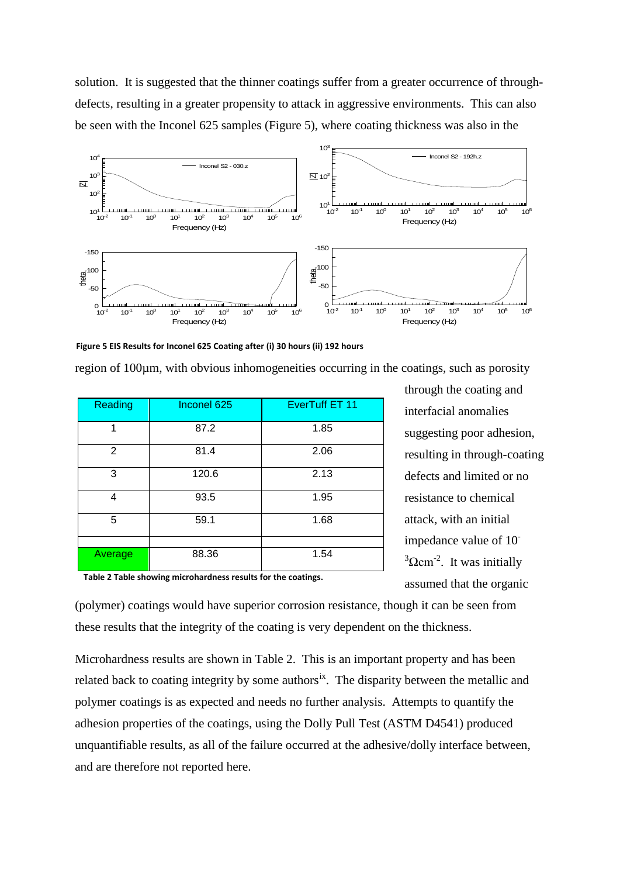solution. It is suggested that the thinner coatings suffer from a greater occurrence of through-defects, resulting in a greater propensity to attack in aggressive environments. This can also be seen with the Inconel 625 samples (Figure 5), where coating thickness was also in the

**Figure 5 EIS Results for Inconel 625 Coating after (i) 30 hours (ii) 192 hours**

region of 100µm, with obvious inhomogeneities occurring in the coatings, such as porosity through the coating and interfacial anomalies suggesting poor adhesion, resulting in through-coating defects and limited or no resistance to chemical attack, with an initial impedance value of $10^{-3}\Omega cm^{-2}$. It was initially assumed that the organic (polymer) coatings would have superior corrosion resistance, though it can be seen from these results that the integrity of the coating is very dependent on the thickness.

| Reading | Inconel 625 | EverTuff ET 11 |
|---|---|---|
| 1 | 87.2 | 1.85 |
| 2 | 81.4 | 2.06 |
| 3 | 120.6 | 2.13 |
| 4 | 93.5 | 1.95 |
| 5 | 59.1 | 1.68 |
| | | |
| Average | 88.36 | 1.54 |

**Table 2 Table showing microhardness results for the coatings.**

Microhardness results are shown in Table 2. This is an important property and has been related back to coating integrity by some authors[ix]. The disparity between the metallic and polymer coatings is as expected and needs no further analysis. Attempts to quantify the adhesion properties of the coatings, using the Dolly Pull Test (ASTM D4541) produced unquantifiable results, as all of the failure occurred at the adhesive/dolly interface between, and are therefore not reported here.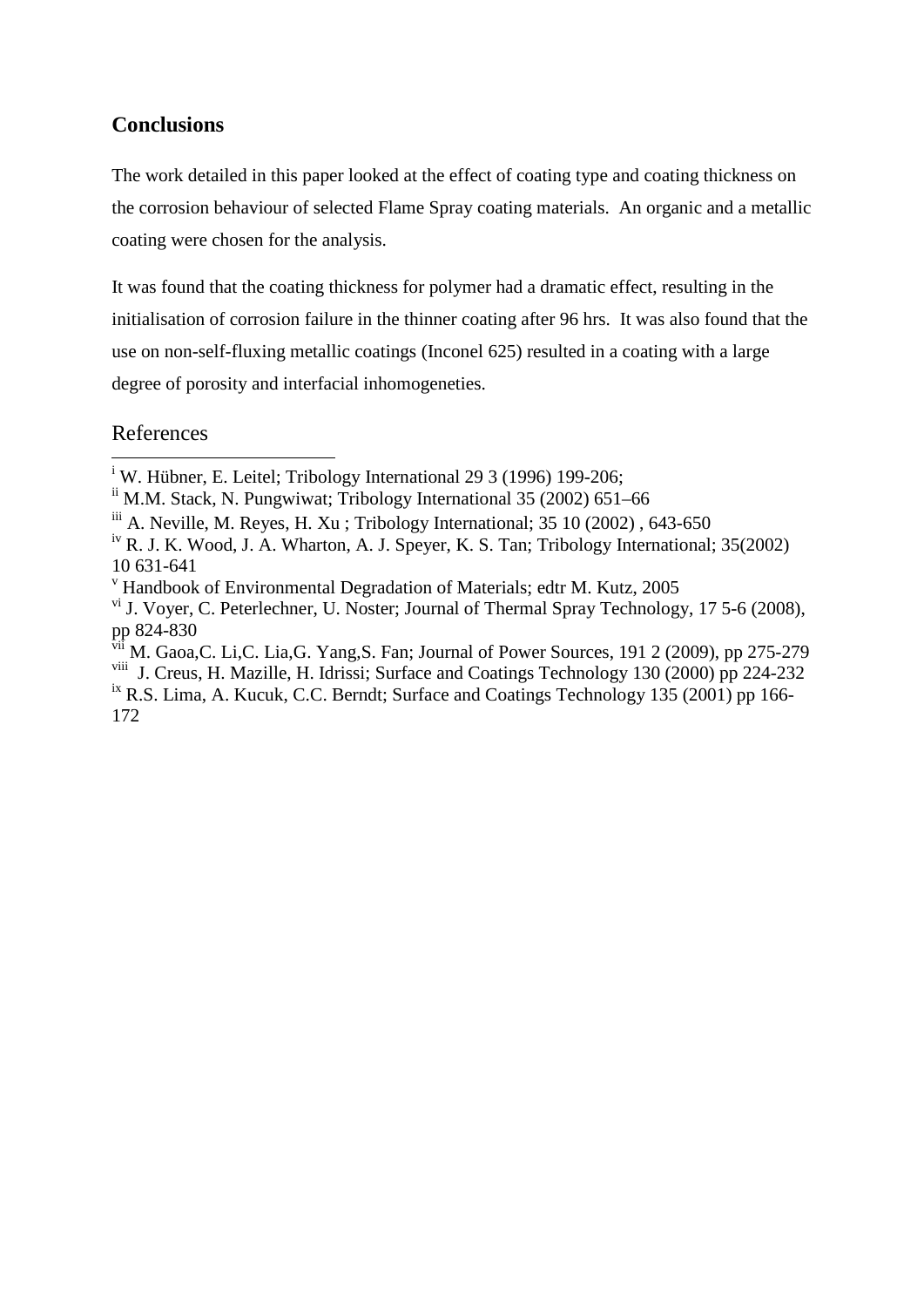## Conclusions

The work detailed in this paper looked at the effect of coating type and coating thickness on the corrosion behaviour of selected Flame Spray coating materials. An organic and a metallic coating were chosen for the analysis.

It was found that the coating thickness for polymer had a dramatic effect, resulting in the initialisation of corrosion failure in the thinner coating after 96 hrs. It was also found that the use on non-self-fluxing metallic coatings (Inconel 625) resulted in a coating with a large degree of porosity and interfacial inhomogeneties.

## References

[i] W. Hübner, E. Leitel; Tribology International 29 3 (1996) 199-206;

[ii] M.M. Stack, N. Pungwiwat; Tribology International 35 (2002) 651–66

[iii] A. Neville, M. Reyes, H. Xu ; Tribology International; 35 10 (2002) , 643-650

[iv] R. J. K. Wood, J. A. Wharton, A. J. Speyer, K. S. Tan; Tribology International; 35(2002) 10 631-641

[v] Handbook of Environmental Degradation of Materials; edtr M. Kutz, 2005

[vi] J. Voyer, C. Peterlechner, U. Noster; Journal of Thermal Spray Technology, 17 5-6 (2008), pp 824-830

[vii] M. Gaoa,C. Li,C. Lia,G. Yang,S. Fan; Journal of Power Sources, 191 2 (2009), pp 275-279

[viii] J. Creus, H. Mazille, H. Idrissi; Surface and Coatings Technology 130 (2000) pp 224-232

[ix] R.S. Lima, A. Kucuk, C.C. Berndt; Surface and Coatings Technology 135 (2001) pp 166-172